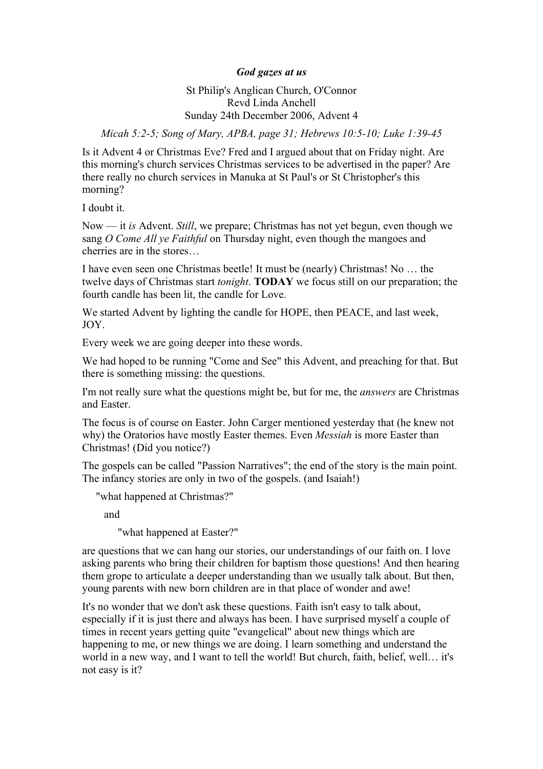***God gazes at us***

St Philip's Anglican Church, O'Connor
Revd Linda Anchell
Sunday 24th December 2006, Advent 4

*Micah 5:2-5; Song of Mary, APBA, page 31; Hebrews 10:5-10; Luke 1:39-45*

Is it Advent 4 or Christmas Eve? Fred and I argued about that on Friday night. Are this morning's church services Christmas services to be advertised in the paper? Are there really no church services in Manuka at St Paul's or St Christopher's this morning?

I doubt it.

Now — it *is* Advent. *Still*, we prepare; Christmas has not yet begun, even though we sang *O Come All ye Faithful* on Thursday night, even though the mangoes and cherries are in the stores…

I have even seen one Christmas beetle! It must be (nearly) Christmas! No … the twelve days of Christmas start *tonight*. **TODAY** we focus still on our preparation; the fourth candle has been lit, the candle for Love.

We started Advent by lighting the candle for HOPE, then PEACE, and last week, JOY.

Every week we are going deeper into these words.

We had hoped to be running "Come and See" this Advent, and preaching for that. But there is something missing: the questions.

I'm not really sure what the questions might be, but for me, the *answers* are Christmas and Easter.

The focus is of course on Easter. John Carger mentioned yesterday that (he knew not why) the Oratorios have mostly Easter themes. Even *Messiah* is more Easter than Christmas! (Did you notice?)

The gospels can be called "Passion Narratives"; the end of the story is the main point. The infancy stories are only in two of the gospels. (and Isaiah!)

"what happened at Christmas?"

and

"what happened at Easter?"

are questions that we can hang our stories, our understandings of our faith on. I love asking parents who bring their children for baptism those questions! And then hearing them grope to articulate a deeper understanding than we usually talk about. But then, young parents with new born children are in that place of wonder and awe!

It's no wonder that we don't ask these questions. Faith isn't easy to talk about, especially if it is just there and always has been. I have surprised myself a couple of times in recent years getting quite "evangelical" about new things which are happening to me, or new things we are doing. I learn something and understand the world in a new way, and I want to tell the world! But church, faith, belief, well… it's not easy is it?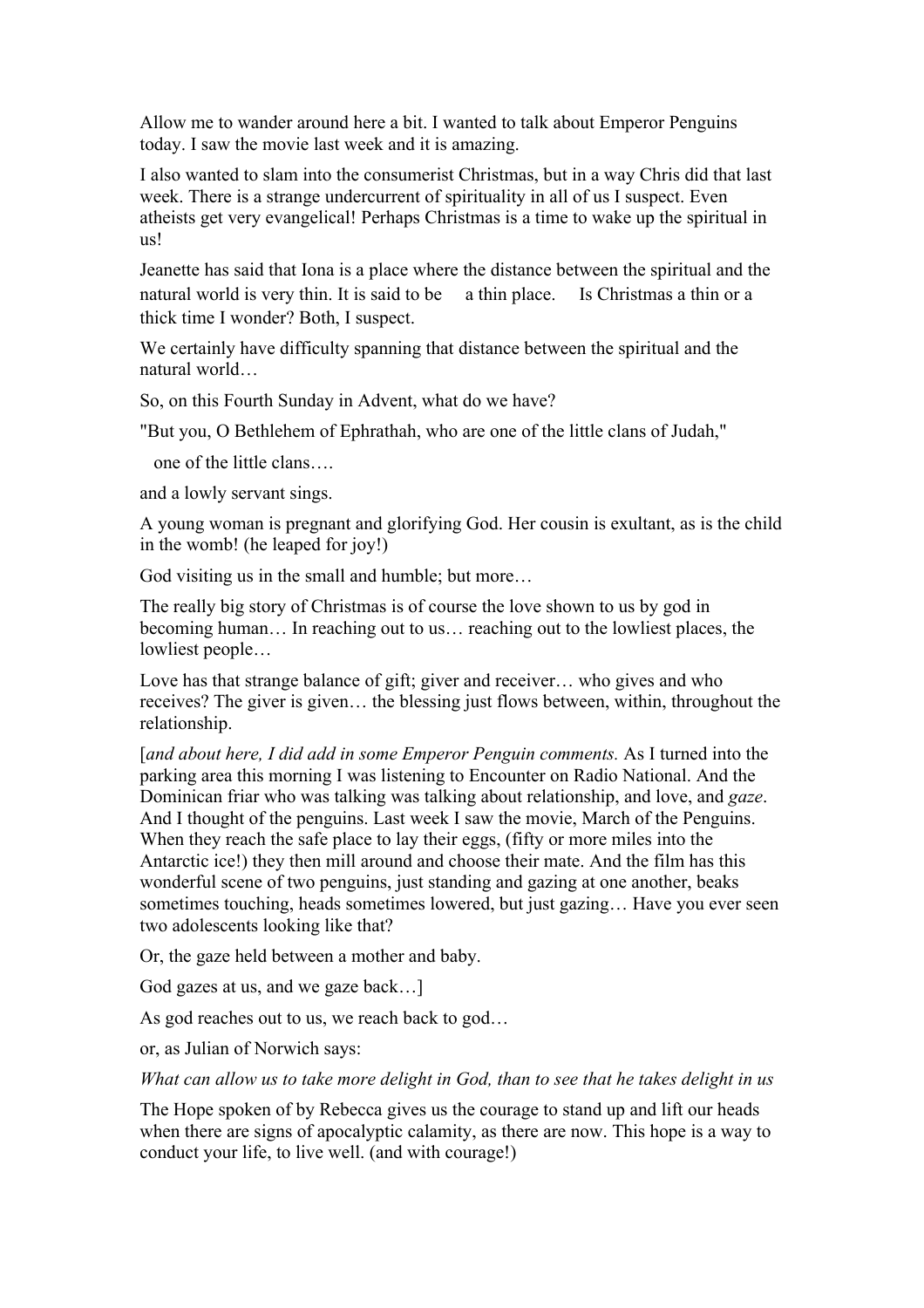Allow me to wander around here a bit. I wanted to talk about Emperor Penguins today. I saw the movie last week and it is amazing.

I also wanted to slam into the consumerist Christmas, but in a way Chris did that last week. There is a strange undercurrent of spirituality in all of us I suspect. Even atheists get very evangelical! Perhaps Christmas is a time to wake up the spiritual in us!

Jeanette has said that Iona is a place where the distance between the spiritual and the natural world is very thin. It is said to be a thin place. Is Christmas a thin or a thick time I wonder? Both, I suspect.

We certainly have difficulty spanning that distance between the spiritual and the natural world…

So, on this Fourth Sunday in Advent, what do we have?

"But you, O Bethlehem of Ephrathah, who are one of the little clans of Judah,"

one of the little clans….

and a lowly servant sings.

A young woman is pregnant and glorifying God. Her cousin is exultant, as is the child in the womb! (he leaped for joy!)

God visiting us in the small and humble; but more…

The really big story of Christmas is of course the love shown to us by god in becoming human… In reaching out to us… reaching out to the lowliest places, the lowliest people…

Love has that strange balance of gift; giver and receiver… who gives and who receives? The giver is given… the blessing just flows between, within, throughout the relationship.

[*and about here, I did add in some Emperor Penguin comments.* As I turned into the parking area this morning I was listening to Encounter on Radio National. And the Dominican friar who was talking was talking about relationship, and love, and *gaze*. And I thought of the penguins. Last week I saw the movie, March of the Penguins. When they reach the safe place to lay their eggs, (fifty or more miles into the Antarctic ice!) they then mill around and choose their mate. And the film has this wonderful scene of two penguins, just standing and gazing at one another, beaks sometimes touching, heads sometimes lowered, but just gazing… Have you ever seen two adolescents looking like that?

Or, the gaze held between a mother and baby.

God gazes at us, and we gaze back…]

As god reaches out to us, we reach back to god…

or, as Julian of Norwich says:

*What can allow us to take more delight in God, than to see that he takes delight in us*

The Hope spoken of by Rebecca gives us the courage to stand up and lift our heads when there are signs of apocalyptic calamity, as there are now. This hope is a way to conduct your life, to live well. (and with courage!)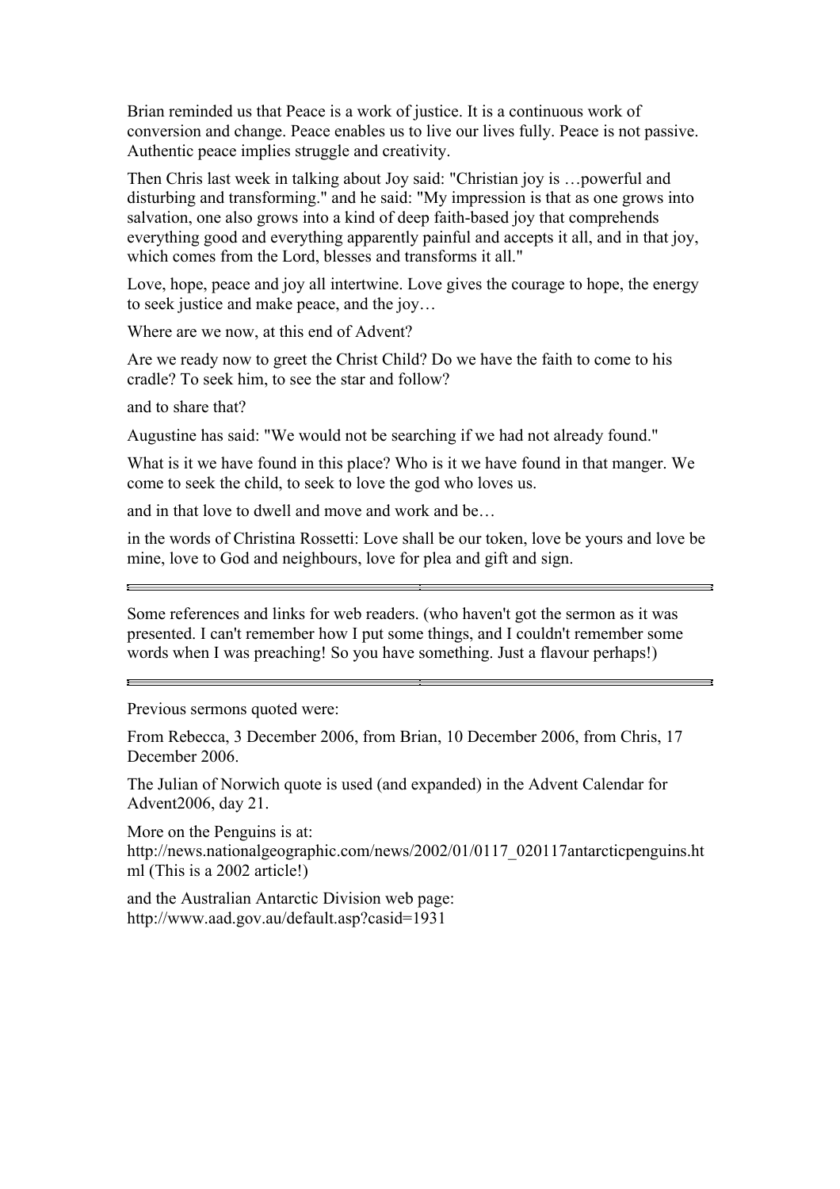Brian reminded us that Peace is a work of justice. It is a continuous work of conversion and change. Peace enables us to live our lives fully. Peace is not passive. Authentic peace implies struggle and creativity.

Then Chris last week in talking about Joy said: "Christian joy is …powerful and disturbing and transforming." and he said: "My impression is that as one grows into salvation, one also grows into a kind of deep faith-based joy that comprehends everything good and everything apparently painful and accepts it all, and in that joy, which comes from the Lord, blesses and transforms it all."

Love, hope, peace and joy all intertwine. Love gives the courage to hope, the energy to seek justice and make peace, and the joy…

Where are we now, at this end of Advent?

Are we ready now to greet the Christ Child? Do we have the faith to come to his cradle? To seek him, to see the star and follow?

and to share that?

Augustine has said: "We would not be searching if we had not already found."

What is it we have found in this place? Who is it we have found in that manger. We come to seek the child, to seek to love the god who loves us.

and in that love to dwell and move and work and be…

in the words of Christina Rossetti: Love shall be our token, love be yours and love be mine, love to God and neighbours, love for plea and gift and sign.

---

Some references and links for web readers. (who haven't got the sermon as it was presented. I can't remember how I put some things, and I couldn't remember some words when I was preaching! So you have something. Just a flavour perhaps!)

---

Previous sermons quoted were:

From Rebecca, 3 December 2006, from Brian, 10 December 2006, from Chris, 17 December 2006.

The Julian of Norwich quote is used (and expanded) in the Advent Calendar for Advent2006, day 21.

More on the Penguins is at: http://news.nationalgeographic.com/news/2002/01/0117_020117antarcticpenguins.html (This is a 2002 article!)

and the Australian Antarctic Division web page: http://www.aad.gov.au/default.asp?casid=1931